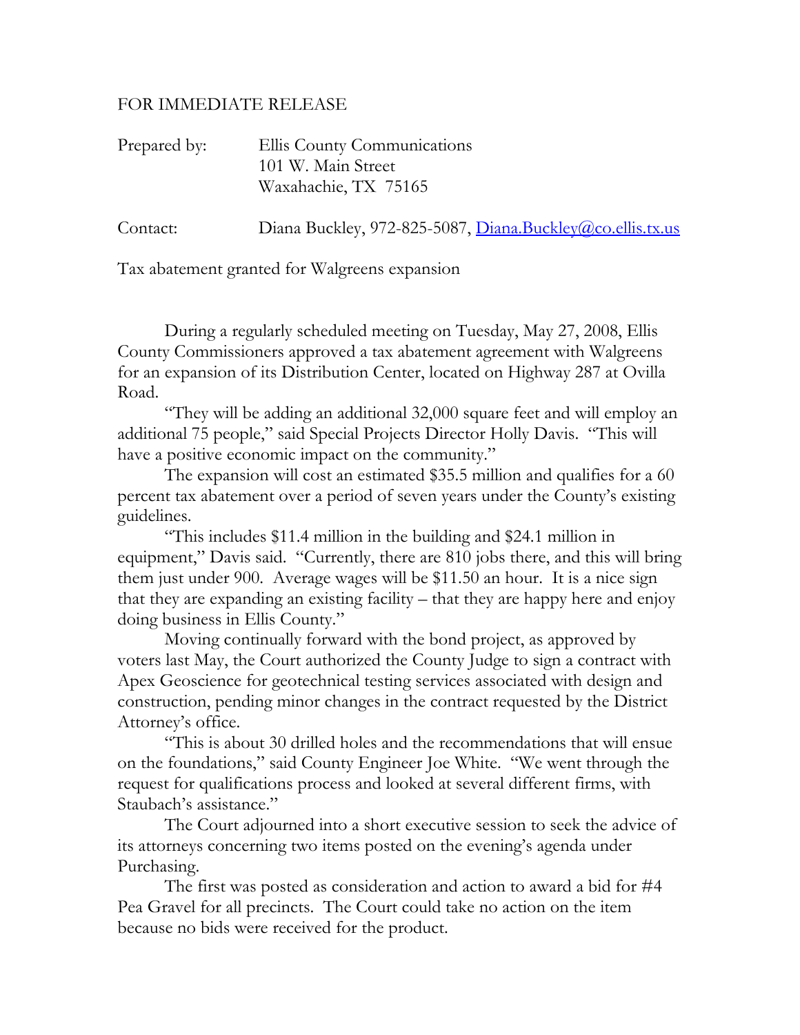FOR IMMEDIATE RELEASE

Prepared by: Ellis County Communications
101 W. Main Street
Waxahachie, TX 75165

Contact: Diana Buckley, 972-825-5087, [Diana.Buckley@co.ellis.tx.us](mailto:Diana.Buckley@co.ellis.tx.us)

Tax abatement granted for Walgreens expansion

During a regularly scheduled meeting on Tuesday, May 27, 2008, Ellis County Commissioners approved a tax abatement agreement with Walgreens for an expansion of its Distribution Center, located on Highway 287 at Ovilla Road.

"They will be adding an additional 32,000 square feet and will employ an additional 75 people," said Special Projects Director Holly Davis. "This will have a positive economic impact on the community."

The expansion will cost an estimated $35.5 million and qualifies for a 60 percent tax abatement over a period of seven years under the County's existing guidelines.

"This includes $11.4 million in the building and $24.1 million in equipment," Davis said. "Currently, there are 810 jobs there, and this will bring them just under 900. Average wages will be $11.50 an hour. It is a nice sign that they are expanding an existing facility – that they are happy here and enjoy doing business in Ellis County."

Moving continually forward with the bond project, as approved by voters last May, the Court authorized the County Judge to sign a contract with Apex Geoscience for geotechnical testing services associated with design and construction, pending minor changes in the contract requested by the District Attorney's office.

"This is about 30 drilled holes and the recommendations that will ensue on the foundations," said County Engineer Joe White. "We went through the request for qualifications process and looked at several different firms, with Staubach's assistance."

The Court adjourned into a short executive session to seek the advice of its attorneys concerning two items posted on the evening's agenda under Purchasing.

The first was posted as consideration and action to award a bid for #4 Pea Gravel for all precincts. The Court could take no action on the item because no bids were received for the product.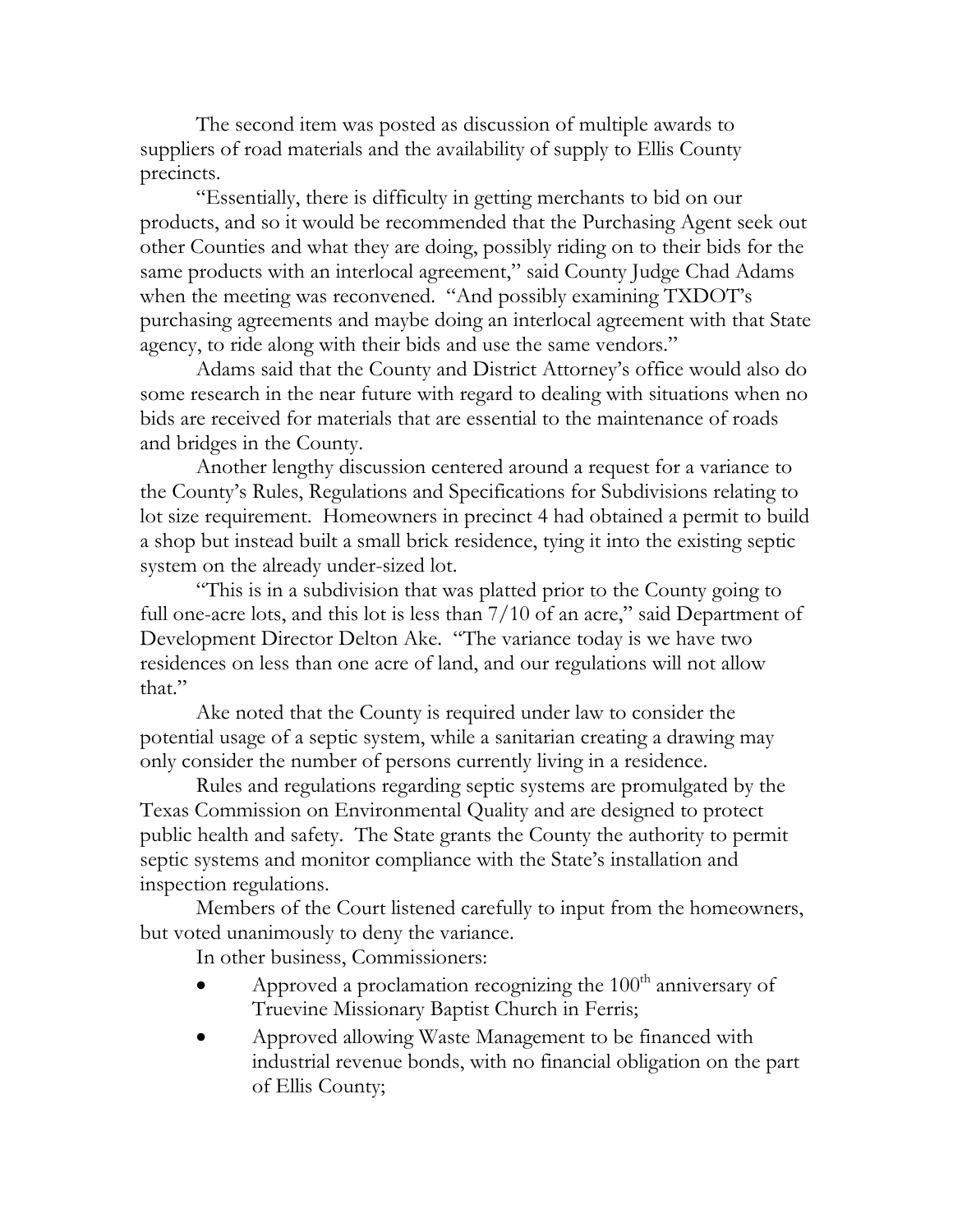The second item was posted as discussion of multiple awards to suppliers of road materials and the availability of supply to Ellis County precincts.

"Essentially, there is difficulty in getting merchants to bid on our products, and so it would be recommended that the Purchasing Agent seek out other Counties and what they are doing, possibly riding on to their bids for the same products with an interlocal agreement," said County Judge Chad Adams when the meeting was reconvened. "And possibly examining TXDOT's purchasing agreements and maybe doing an interlocal agreement with that State agency, to ride along with their bids and use the same vendors."

Adams said that the County and District Attorney's office would also do some research in the near future with regard to dealing with situations when no bids are received for materials that are essential to the maintenance of roads and bridges in the County.

Another lengthy discussion centered around a request for a variance to the County's Rules, Regulations and Specifications for Subdivisions relating to lot size requirement. Homeowners in precinct 4 had obtained a permit to build a shop but instead built a small brick residence, tying it into the existing septic system on the already under-sized lot.

"This is in a subdivision that was platted prior to the County going to full one-acre lots, and this lot is less than 7/10 of an acre," said Department of Development Director Delton Ake. "The variance today is we have two residences on less than one acre of land, and our regulations will not allow that."

Ake noted that the County is required under law to consider the potential usage of a septic system, while a sanitarian creating a drawing may only consider the number of persons currently living in a residence.

Rules and regulations regarding septic systems are promulgated by the Texas Commission on Environmental Quality and are designed to protect public health and safety. The State grants the County the authority to permit septic systems and monitor compliance with the State's installation and inspection regulations.

Members of the Court listened carefully to input from the homeowners, but voted unanimously to deny the variance.

In other business, Commissioners:

- Approved a proclamation recognizing the 100th anniversary of Truevine Missionary Baptist Church in Ferris;
- Approved allowing Waste Management to be financed with industrial revenue bonds, with no financial obligation on the part of Ellis County;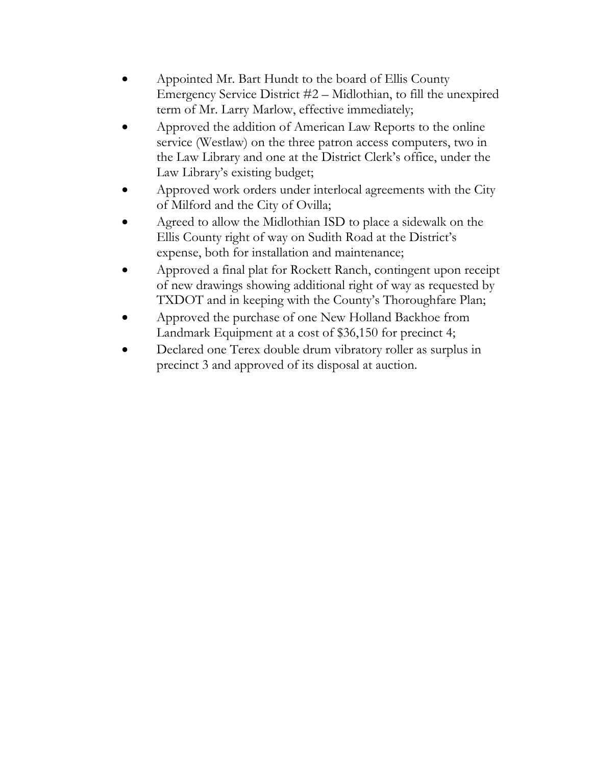- Appointed Mr. Bart Hundt to the board of Ellis County Emergency Service District #2 – Midlothian, to fill the unexpired term of Mr. Larry Marlow, effective immediately;
- Approved the addition of American Law Reports to the online service (Westlaw) on the three patron access computers, two in the Law Library and one at the District Clerk's office, under the Law Library's existing budget;
- Approved work orders under interlocal agreements with the City of Milford and the City of Ovilla;
- Agreed to allow the Midlothian ISD to place a sidewalk on the Ellis County right of way on Sudith Road at the District's expense, both for installation and maintenance;
- Approved a final plat for Rockett Ranch, contingent upon receipt of new drawings showing additional right of way as requested by TXDOT and in keeping with the County's Thoroughfare Plan;
- Approved the purchase of one New Holland Backhoe from Landmark Equipment at a cost of $36,150 for precinct 4;
- Declared one Terex double drum vibratory roller as surplus in precinct 3 and approved of its disposal at auction.